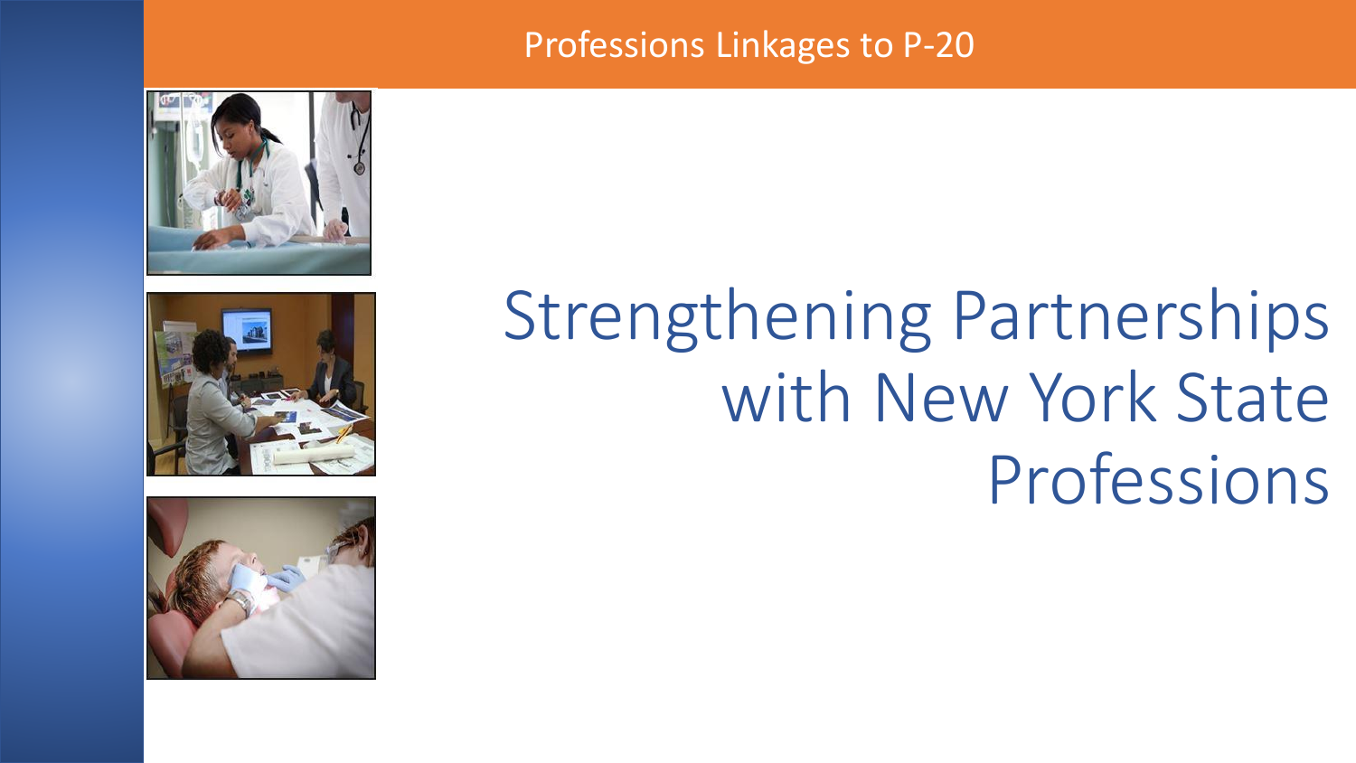Professions Linkages to P-20

# Strengthening Partnerships with New York State Professions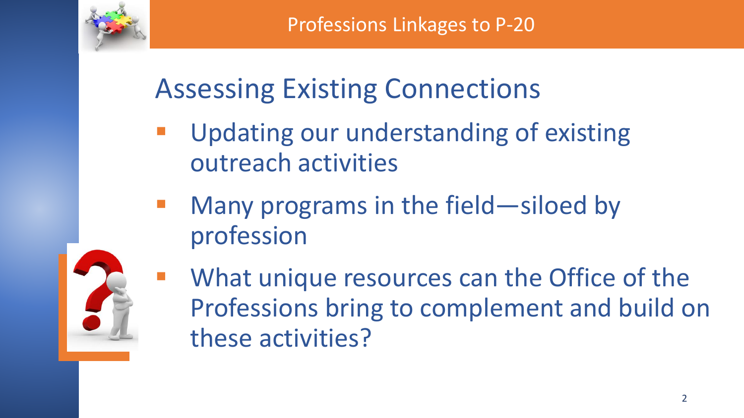# Professions Linkages to P-20

## Assessing Existing Connections

- Updating our understanding of existing outreach activities
- Many programs in the field—siloed by profession
- What unique resources can the Office of the Professions bring to complement and build on these activities?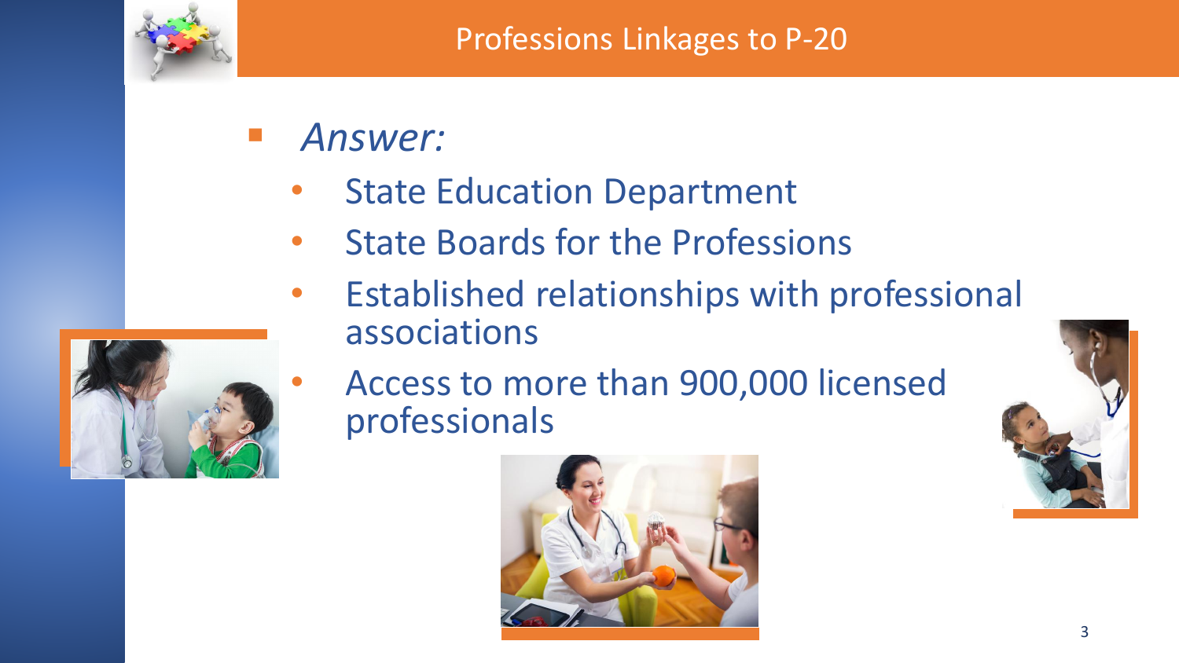# Professions Linkages to P-20

- *Answer:*
  - State Education Department
  - State Boards for the Professions
  - Established relationships with professional associations
  - Access to more than 900,000 licensed professionals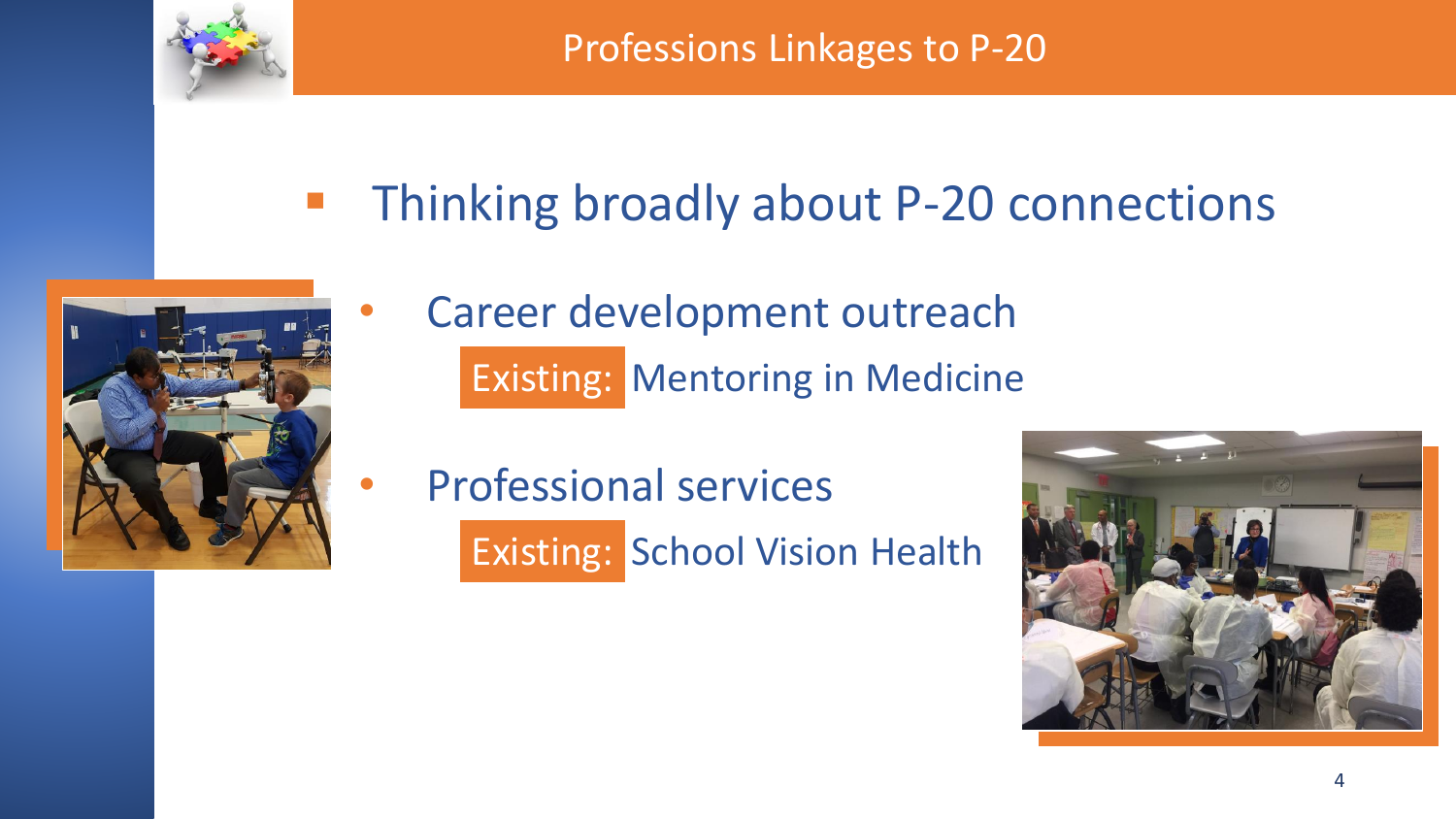# Professions Linkages to P-20

- Thinking broadly about P-20 connections
  - Career development outreach
    - Existing: Mentoring in Medicine
  - Professional services
    - Existing: School Vision Health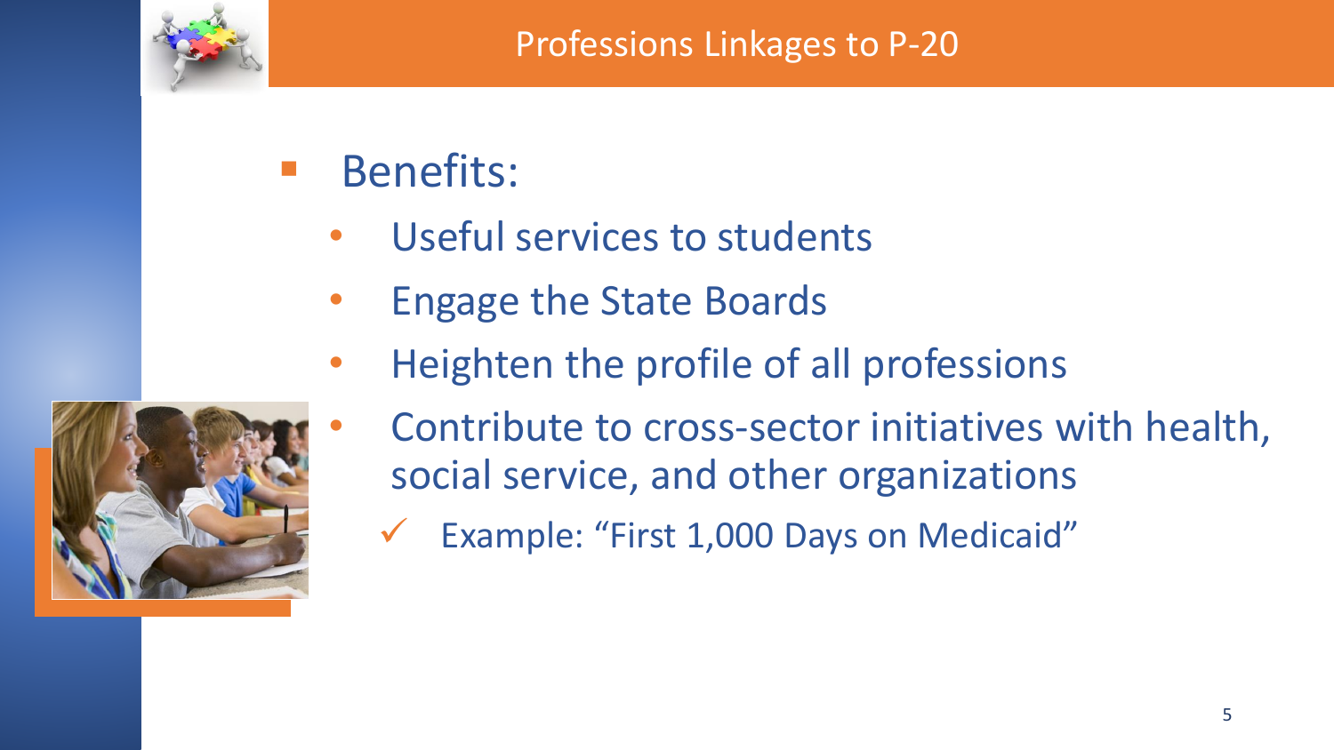# Professions Linkages to P-20

- Benefits:
  - Useful services to students
  - Engage the State Boards
  - Heighten the profile of all professions
  - Contribute to cross-sector initiatives with health, social service, and other organizations
    - ✓ Example: "First 1,000 Days on Medicaid"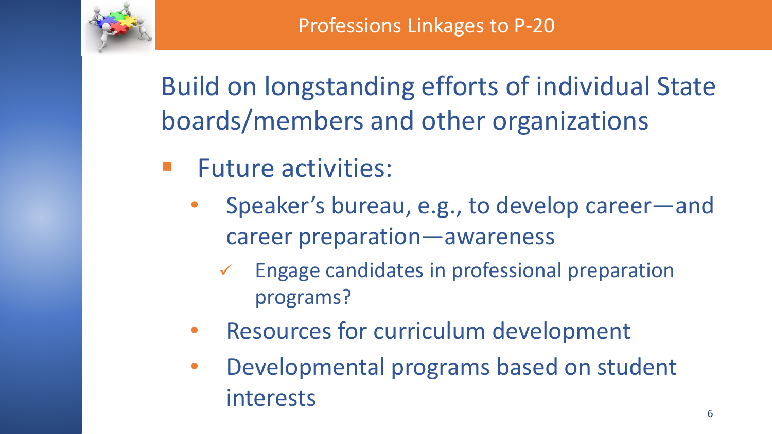# Professions Linkages to P-20

Build on longstanding efforts of individual State boards/members and other organizations

- Future activities:
  - Speaker's bureau, e.g., to develop career—and career preparation—awareness
    - ✓ Engage candidates in professional preparation programs?
  - Resources for curriculum development
  - Developmental programs based on student interests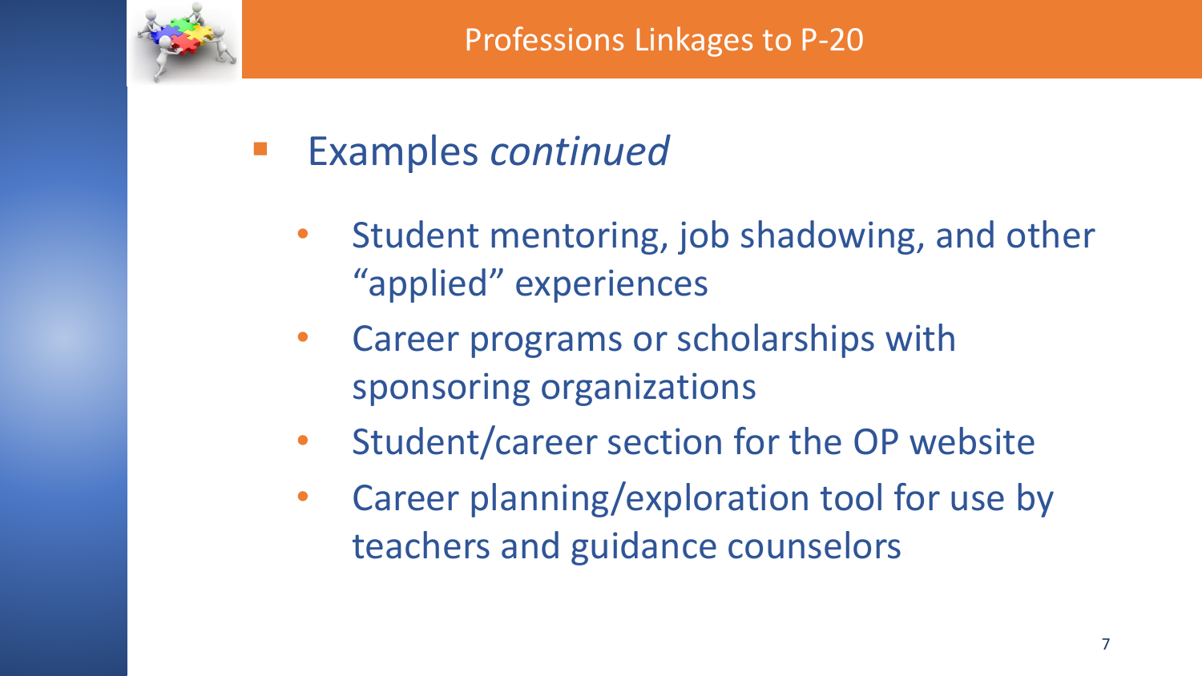# Professions Linkages to P-20

- Examples *continued*
  - Student mentoring, job shadowing, and other "applied" experiences
  - Career programs or scholarships with sponsoring organizations
  - Student/career section for the OP website
  - Career planning/exploration tool for use by teachers and guidance counselors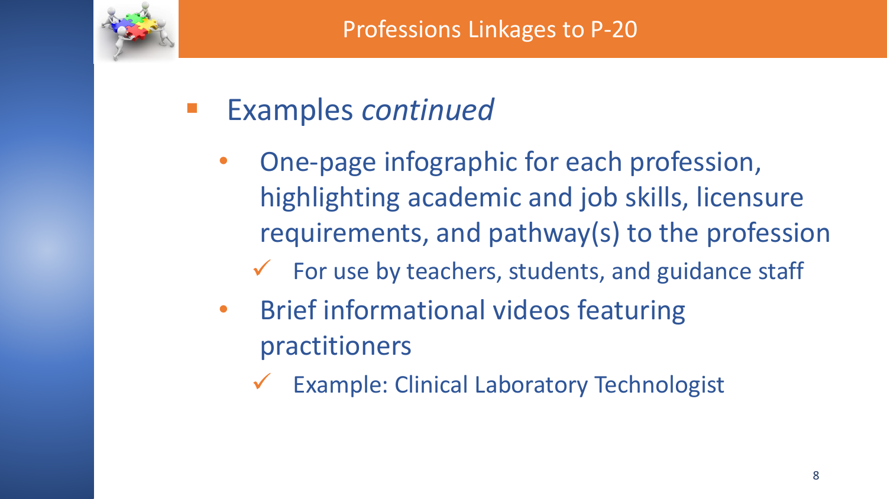# Professions Linkages to P-20

- Examples *continued*
  - One-page infographic for each profession, highlighting academic and job skills, licensure requirements, and pathway(s) to the profession
    - ✓ For use by teachers, students, and guidance staff
  - Brief informational videos featuring practitioners
    - ✓ Example: Clinical Laboratory Technologist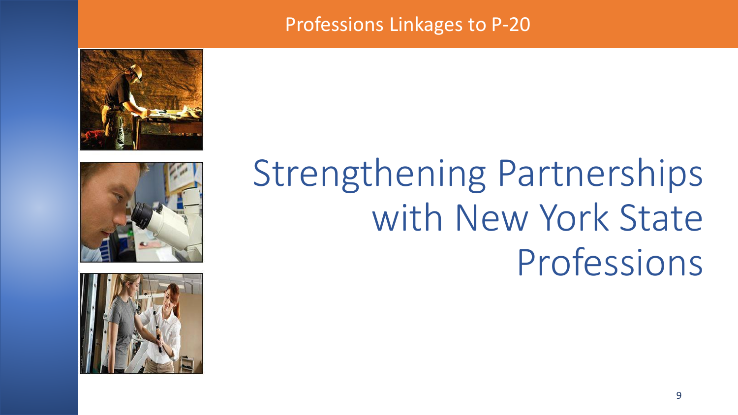Professions Linkages to P-20

# Strengthening Partnerships with New York State Professions